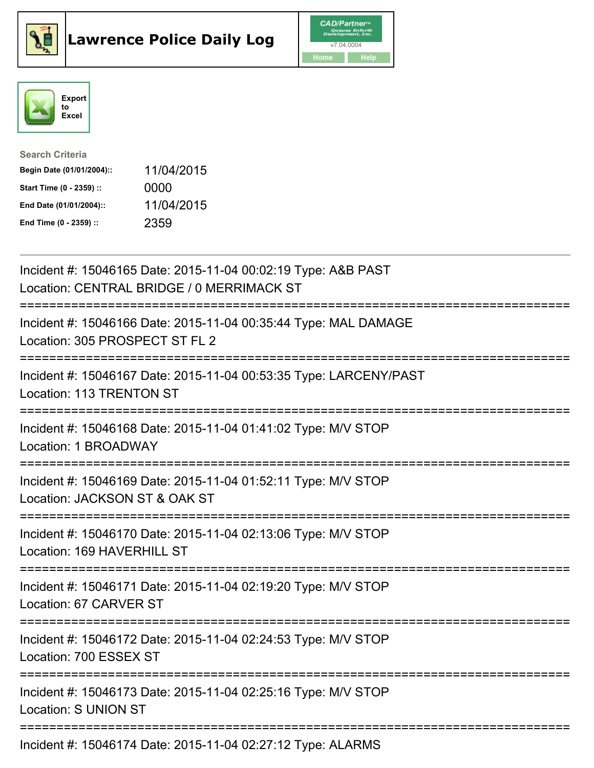# Lawrence Police Daily Log

Export to Excel

**Search Criteria**

| | |
|---|---|
| **Begin Date (01/01/2004)::** | 11/04/2015 |
| **Start Time (0 - 2359) ::** | 0000 |
| **End Date (01/01/2004)::** | 11/04/2015 |
| **End Time (0 - 2359) ::** | 2359 |

---

Incident #: 15046165 Date: 2015-11-04 00:02:19 Type: A&B PAST
Location: CENTRAL BRIDGE / 0 MERRIMACK ST

===========================================================================

Incident #: 15046166 Date: 2015-11-04 00:35:44 Type: MAL DAMAGE
Location: 305 PROSPECT ST FL 2

===========================================================================

Incident #: 15046167 Date: 2015-11-04 00:53:35 Type: LARCENY/PAST
Location: 113 TRENTON ST

===========================================================================

Incident #: 15046168 Date: 2015-11-04 01:41:02 Type: M/V STOP
Location: 1 BROADWAY

===========================================================================

Incident #: 15046169 Date: 2015-11-04 01:52:11 Type: M/V STOP
Location: JACKSON ST & OAK ST

===========================================================================

Incident #: 15046170 Date: 2015-11-04 02:13:06 Type: M/V STOP
Location: 169 HAVERHILL ST

===========================================================================

Incident #: 15046171 Date: 2015-11-04 02:19:20 Type: M/V STOP
Location: 67 CARVER ST

===========================================================================

Incident #: 15046172 Date: 2015-11-04 02:24:53 Type: M/V STOP
Location: 700 ESSEX ST

===========================================================================

Incident #: 15046173 Date: 2015-11-04 02:25:16 Type: M/V STOP
Location: S UNION ST

===========================================================================

Incident #: 15046174 Date: 2015-11-04 02:27:12 Type: ALARMS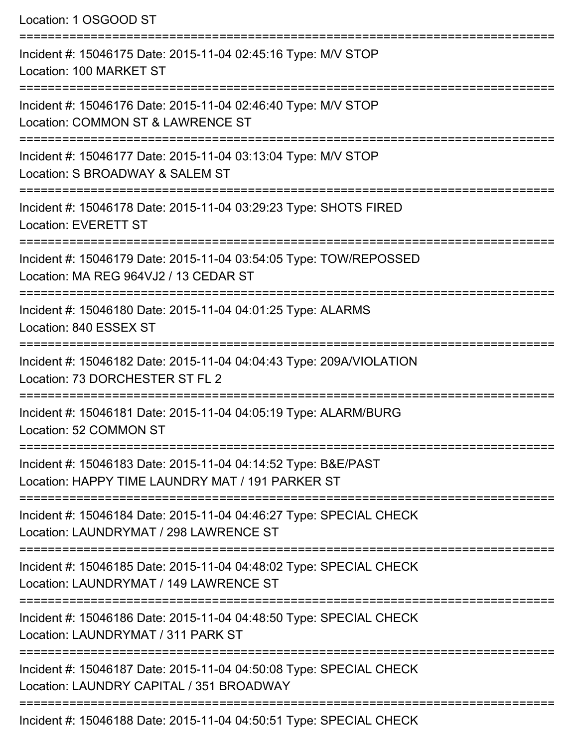Location: 1 OSGOOD ST

===========================================================================

Incident #: 15046175 Date: 2015-11-04 02:45:16 Type: M/V STOP
Location: 100 MARKET ST

===========================================================================

Incident #: 15046176 Date: 2015-11-04 02:46:40 Type: M/V STOP
Location: COMMON ST & LAWRENCE ST

===========================================================================

Incident #: 15046177 Date: 2015-11-04 03:13:04 Type: M/V STOP
Location: S BROADWAY & SALEM ST

===========================================================================

Incident #: 15046178 Date: 2015-11-04 03:29:23 Type: SHOTS FIRED
Location: EVERETT ST

===========================================================================

Incident #: 15046179 Date: 2015-11-04 03:54:05 Type: TOW/REPOSSED
Location: MA REG 964VJ2 / 13 CEDAR ST

===========================================================================

Incident #: 15046180 Date: 2015-11-04 04:01:25 Type: ALARMS
Location: 840 ESSEX ST

===========================================================================

Incident #: 15046182 Date: 2015-11-04 04:04:43 Type: 209A/VIOLATION
Location: 73 DORCHESTER ST FL 2

===========================================================================

Incident #: 15046181 Date: 2015-11-04 04:05:19 Type: ALARM/BURG
Location: 52 COMMON ST

===========================================================================

Incident #: 15046183 Date: 2015-11-04 04:14:52 Type: B&E/PAST
Location: HAPPY TIME LAUNDRY MAT / 191 PARKER ST

===========================================================================

Incident #: 15046184 Date: 2015-11-04 04:46:27 Type: SPECIAL CHECK
Location: LAUNDRYMAT / 298 LAWRENCE ST

===========================================================================

Incident #: 15046185 Date: 2015-11-04 04:48:02 Type: SPECIAL CHECK
Location: LAUNDRYMAT / 149 LAWRENCE ST

===========================================================================

Incident #: 15046186 Date: 2015-11-04 04:48:50 Type: SPECIAL CHECK
Location: LAUNDRYMAT / 311 PARK ST

===========================================================================

Incident #: 15046187 Date: 2015-11-04 04:50:08 Type: SPECIAL CHECK
Location: LAUNDRY CAPITAL / 351 BROADWAY

===========================================================================

Incident #: 15046188 Date: 2015-11-04 04:50:51 Type: SPECIAL CHECK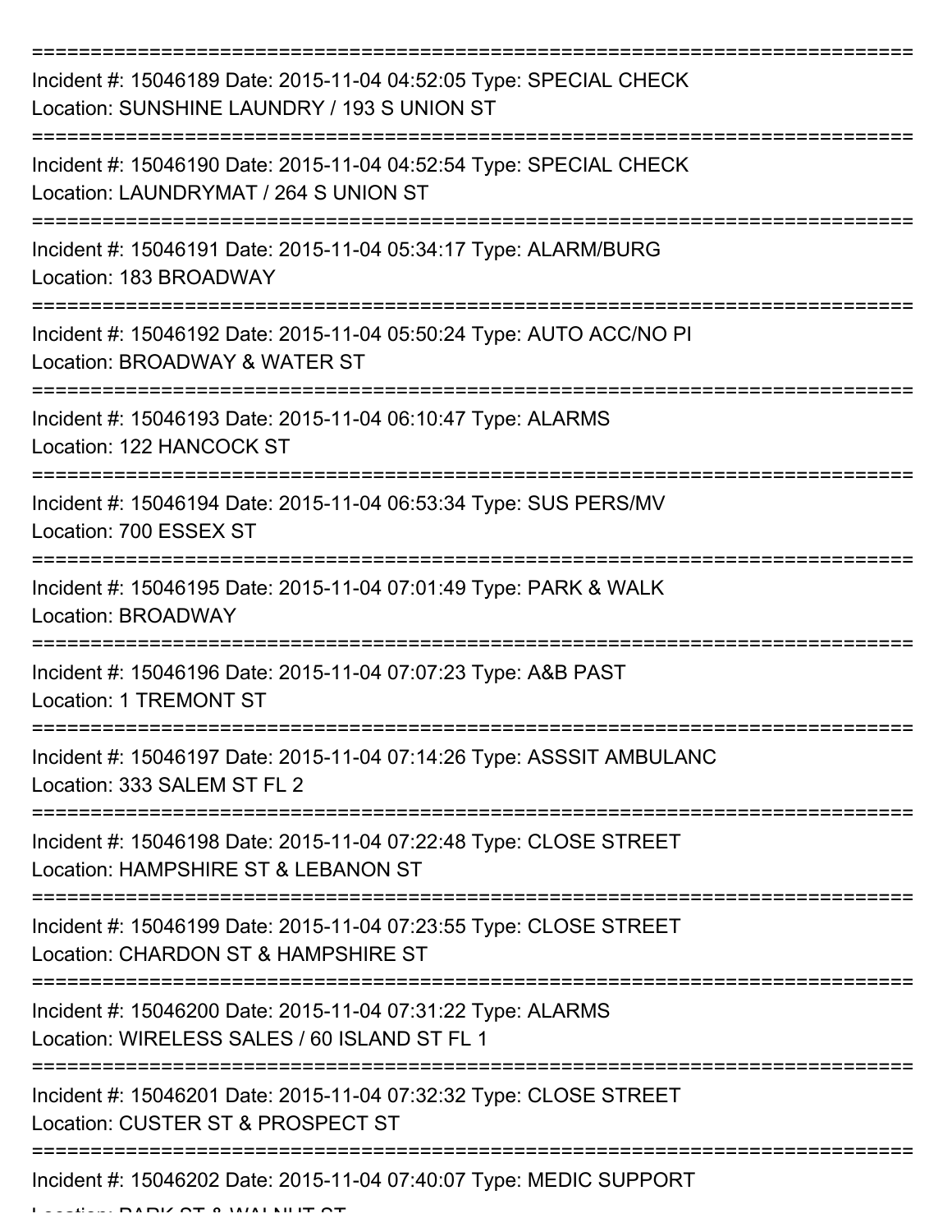Incident #: 15046189 Date: 2015-11-04 04:52:05 Type: SPECIAL CHECK
Location: SUNSHINE LAUNDRY / 193 S UNION ST

Incident #: 15046190 Date: 2015-11-04 04:52:54 Type: SPECIAL CHECK
Location: LAUNDRYMAT / 264 S UNION ST

Incident #: 15046191 Date: 2015-11-04 05:34:17 Type: ALARM/BURG
Location: 183 BROADWAY

Incident #: 15046192 Date: 2015-11-04 05:50:24 Type: AUTO ACC/NO PI
Location: BROADWAY & WATER ST

Incident #: 15046193 Date: 2015-11-04 06:10:47 Type: ALARMS
Location: 122 HANCOCK ST

Incident #: 15046194 Date: 2015-11-04 06:53:34 Type: SUS PERS/MV
Location: 700 ESSEX ST

Incident #: 15046195 Date: 2015-11-04 07:01:49 Type: PARK & WALK
Location: BROADWAY

Incident #: 15046196 Date: 2015-11-04 07:07:23 Type: A&B PAST
Location: 1 TREMONT ST

Incident #: 15046197 Date: 2015-11-04 07:14:26 Type: ASSSIT AMBULANC
Location: 333 SALEM ST FL 2

Incident #: 15046198 Date: 2015-11-04 07:22:48 Type: CLOSE STREET
Location: HAMPSHIRE ST & LEBANON ST

Incident #: 15046199 Date: 2015-11-04 07:23:55 Type: CLOSE STREET
Location: CHARDON ST & HAMPSHIRE ST

Incident #: 15046200 Date: 2015-11-04 07:31:22 Type: ALARMS
Location: WIRELESS SALES / 60 ISLAND ST FL 1

Incident #: 15046201 Date: 2015-11-04 07:32:32 Type: CLOSE STREET
Location: CUSTER ST & PROSPECT ST

Incident #: 15046202 Date: 2015-11-04 07:40:07 Type: MEDIC SUPPORT
Location: PARK ST & WALNUT ST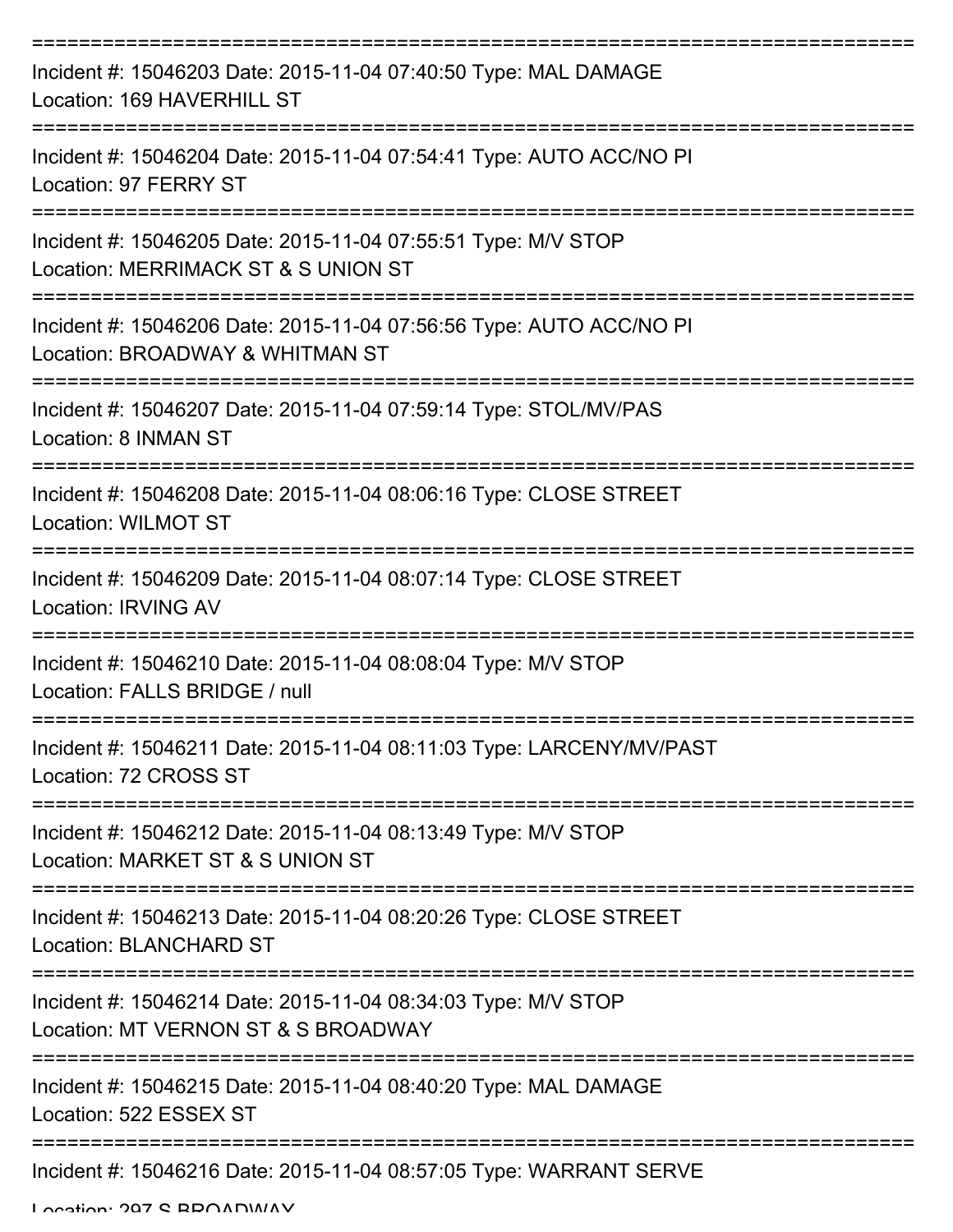===========================================================================

Incident #: 15046203 Date: 2015-11-04 07:40:50 Type: MAL DAMAGE
Location: 169 HAVERHILL ST

===========================================================================

Incident #: 15046204 Date: 2015-11-04 07:54:41 Type: AUTO ACC/NO PI
Location: 97 FERRY ST

===========================================================================

Incident #: 15046205 Date: 2015-11-04 07:55:51 Type: M/V STOP
Location: MERRIMACK ST & S UNION ST

===========================================================================

Incident #: 15046206 Date: 2015-11-04 07:56:56 Type: AUTO ACC/NO PI
Location: BROADWAY & WHITMAN ST

===========================================================================

Incident #: 15046207 Date: 2015-11-04 07:59:14 Type: STOL/MV/PAS
Location: 8 INMAN ST

===========================================================================

Incident #: 15046208 Date: 2015-11-04 08:06:16 Type: CLOSE STREET
Location: WILMOT ST

===========================================================================

Incident #: 15046209 Date: 2015-11-04 08:07:14 Type: CLOSE STREET
Location: IRVING AV

===========================================================================

Incident #: 15046210 Date: 2015-11-04 08:08:04 Type: M/V STOP
Location: FALLS BRIDGE / null

===========================================================================

Incident #: 15046211 Date: 2015-11-04 08:11:03 Type: LARCENY/MV/PAST
Location: 72 CROSS ST

===========================================================================

Incident #: 15046212 Date: 2015-11-04 08:13:49 Type: M/V STOP
Location: MARKET ST & S UNION ST

===========================================================================

Incident #: 15046213 Date: 2015-11-04 08:20:26 Type: CLOSE STREET
Location: BLANCHARD ST

===========================================================================

Incident #: 15046214 Date: 2015-11-04 08:34:03 Type: M/V STOP
Location: MT VERNON ST & S BROADWAY

===========================================================================

Incident #: 15046215 Date: 2015-11-04 08:40:20 Type: MAL DAMAGE
Location: 522 ESSEX ST

===========================================================================

Incident #: 15046216 Date: 2015-11-04 08:57:05 Type: WARRANT SERVE
Location: 297 S BROADWAY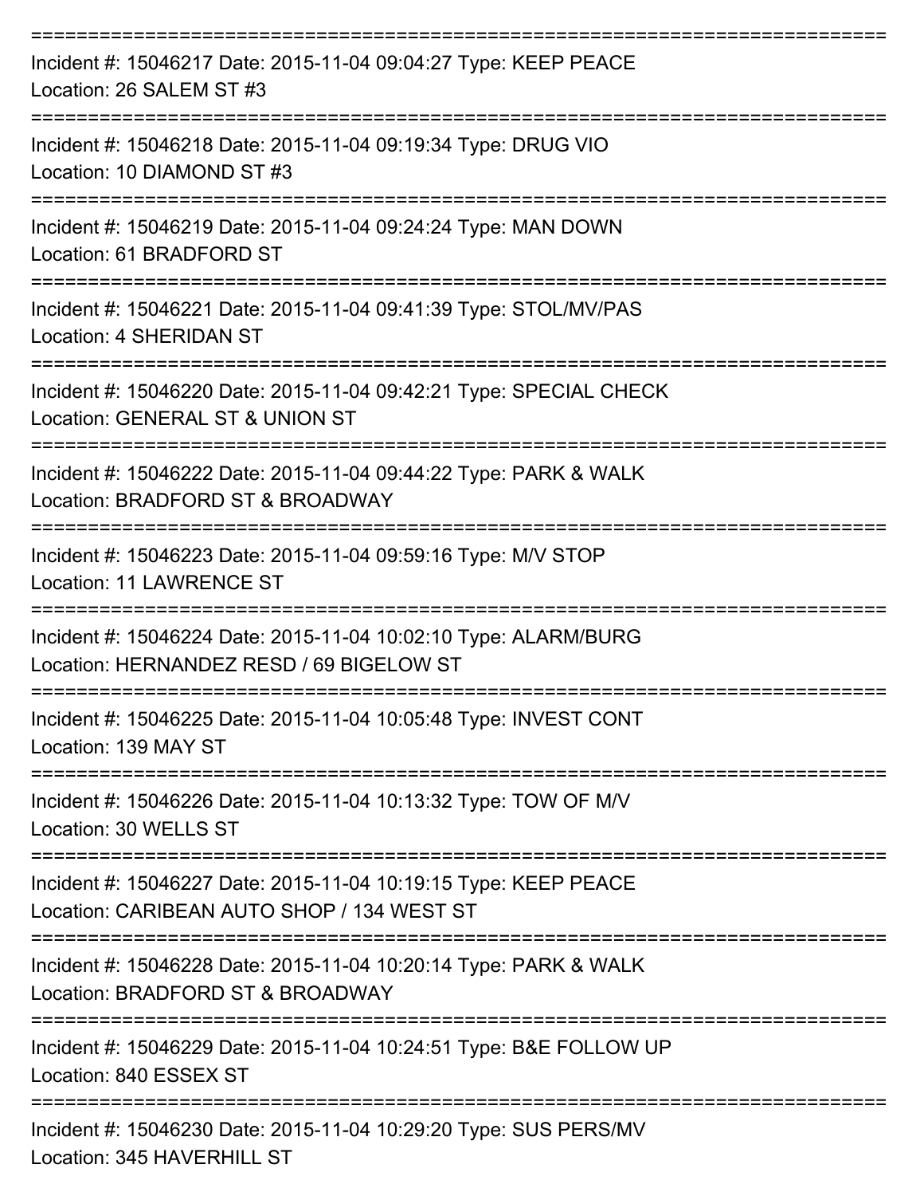===========================================================================

Incident #: 15046217 Date: 2015-11-04 09:04:27 Type: KEEP PEACE
Location: 26 SALEM ST #3

===========================================================================

Incident #: 15046218 Date: 2015-11-04 09:19:34 Type: DRUG VIO
Location: 10 DIAMOND ST #3

===========================================================================

Incident #: 15046219 Date: 2015-11-04 09:24:24 Type: MAN DOWN
Location: 61 BRADFORD ST

===========================================================================

Incident #: 15046221 Date: 2015-11-04 09:41:39 Type: STOL/MV/PAS
Location: 4 SHERIDAN ST

===========================================================================

Incident #: 15046220 Date: 2015-11-04 09:42:21 Type: SPECIAL CHECK
Location: GENERAL ST & UNION ST

===========================================================================

Incident #: 15046222 Date: 2015-11-04 09:44:22 Type: PARK & WALK
Location: BRADFORD ST & BROADWAY

===========================================================================

Incident #: 15046223 Date: 2015-11-04 09:59:16 Type: M/V STOP
Location: 11 LAWRENCE ST

===========================================================================

Incident #: 15046224 Date: 2015-11-04 10:02:10 Type: ALARM/BURG
Location: HERNANDEZ RESD / 69 BIGELOW ST

===========================================================================

Incident #: 15046225 Date: 2015-11-04 10:05:48 Type: INVEST CONT
Location: 139 MAY ST

===========================================================================

Incident #: 15046226 Date: 2015-11-04 10:13:32 Type: TOW OF M/V
Location: 30 WELLS ST

===========================================================================

Incident #: 15046227 Date: 2015-11-04 10:19:15 Type: KEEP PEACE
Location: CARIBEAN AUTO SHOP / 134 WEST ST

===========================================================================

Incident #: 15046228 Date: 2015-11-04 10:20:14 Type: PARK & WALK
Location: BRADFORD ST & BROADWAY

===========================================================================

Incident #: 15046229 Date: 2015-11-04 10:24:51 Type: B&E FOLLOW UP
Location: 840 ESSEX ST

===========================================================================

Incident #: 15046230 Date: 2015-11-04 10:29:20 Type: SUS PERS/MV
Location: 345 HAVERHILL ST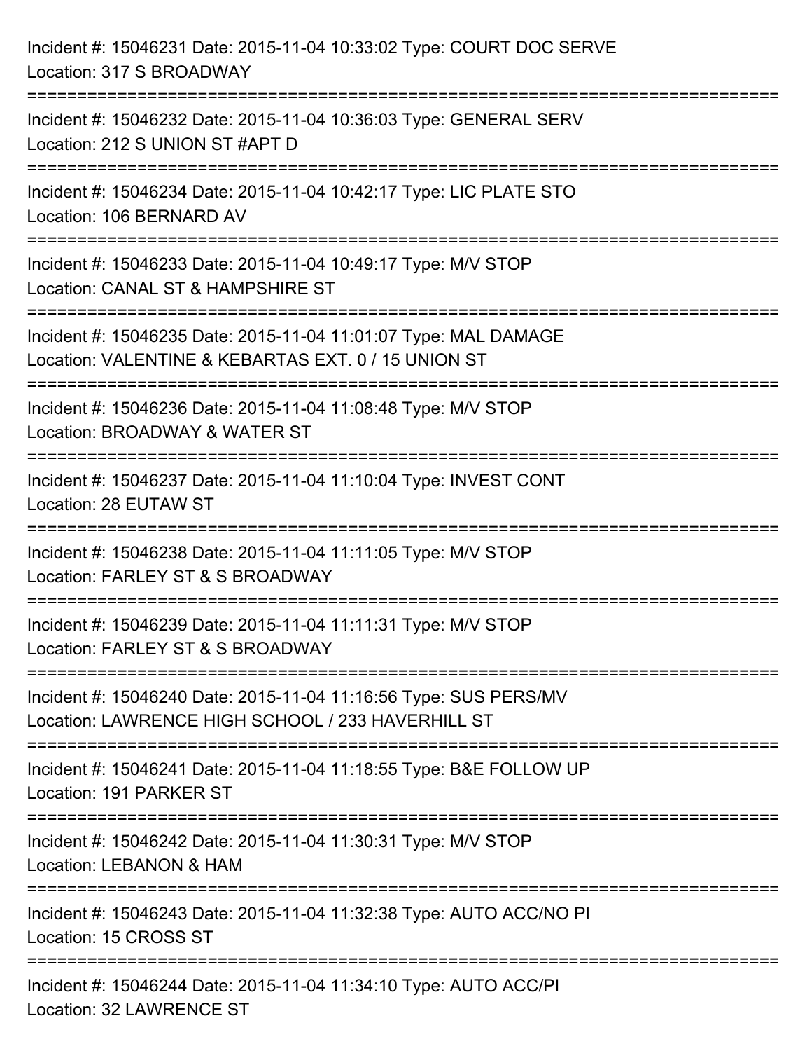Incident #: 15046231 Date: 2015-11-04 10:33:02 Type: COURT DOC SERVE
Location: 317 S BROADWAY

===========================================================================

Incident #: 15046232 Date: 2015-11-04 10:36:03 Type: GENERAL SERV
Location: 212 S UNION ST #APT D

===========================================================================

Incident #: 15046234 Date: 2015-11-04 10:42:17 Type: LIC PLATE STO
Location: 106 BERNARD AV

===========================================================================

Incident #: 15046233 Date: 2015-11-04 10:49:17 Type: M/V STOP
Location: CANAL ST & HAMPSHIRE ST

===========================================================================

Incident #: 15046235 Date: 2015-11-04 11:01:07 Type: MAL DAMAGE
Location: VALENTINE & KEBARTAS EXT. 0 / 15 UNION ST

===========================================================================

Incident #: 15046236 Date: 2015-11-04 11:08:48 Type: M/V STOP
Location: BROADWAY & WATER ST

===========================================================================

Incident #: 15046237 Date: 2015-11-04 11:10:04 Type: INVEST CONT
Location: 28 EUTAW ST

===========================================================================

Incident #: 15046238 Date: 2015-11-04 11:11:05 Type: M/V STOP
Location: FARLEY ST & S BROADWAY

===========================================================================

Incident #: 15046239 Date: 2015-11-04 11:11:31 Type: M/V STOP
Location: FARLEY ST & S BROADWAY

===========================================================================

Incident #: 15046240 Date: 2015-11-04 11:16:56 Type: SUS PERS/MV
Location: LAWRENCE HIGH SCHOOL / 233 HAVERHILL ST

===========================================================================

Incident #: 15046241 Date: 2015-11-04 11:18:55 Type: B&E FOLLOW UP
Location: 191 PARKER ST

===========================================================================

Incident #: 15046242 Date: 2015-11-04 11:30:31 Type: M/V STOP
Location: LEBANON & HAM

===========================================================================

Incident #: 15046243 Date: 2015-11-04 11:32:38 Type: AUTO ACC/NO PI
Location: 15 CROSS ST

===========================================================================

Incident #: 15046244 Date: 2015-11-04 11:34:10 Type: AUTO ACC/PI
Location: 32 LAWRENCE ST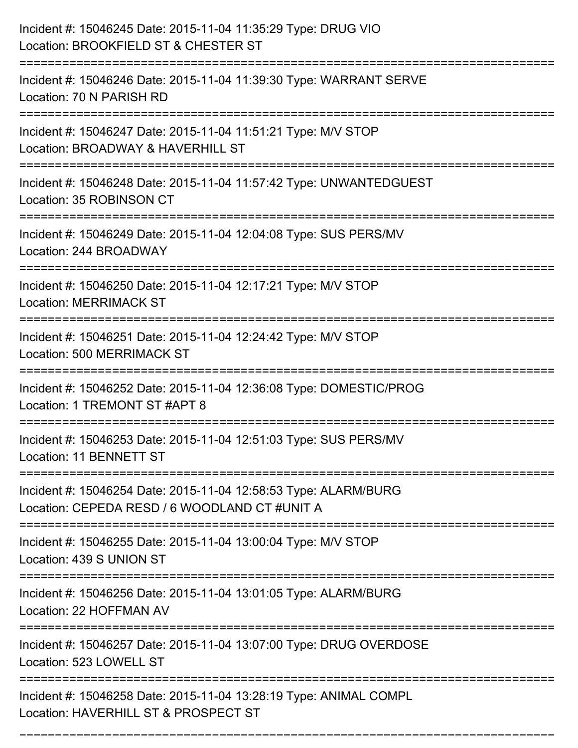Incident #: 15046245 Date: 2015-11-04 11:35:29 Type: DRUG VIO
Location: BROOKFIELD ST & CHESTER ST

===========================================================================

Incident #: 15046246 Date: 2015-11-04 11:39:30 Type: WARRANT SERVE
Location: 70 N PARISH RD

===========================================================================

Incident #: 15046247 Date: 2015-11-04 11:51:21 Type: M/V STOP
Location: BROADWAY & HAVERHILL ST

===========================================================================

Incident #: 15046248 Date: 2015-11-04 11:57:42 Type: UNWANTEDGUEST
Location: 35 ROBINSON CT

===========================================================================

Incident #: 15046249 Date: 2015-11-04 12:04:08 Type: SUS PERS/MV
Location: 244 BROADWAY

===========================================================================

Incident #: 15046250 Date: 2015-11-04 12:17:21 Type: M/V STOP
Location: MERRIMACK ST

===========================================================================

Incident #: 15046251 Date: 2015-11-04 12:24:42 Type: M/V STOP
Location: 500 MERRIMACK ST

===========================================================================

Incident #: 15046252 Date: 2015-11-04 12:36:08 Type: DOMESTIC/PROG
Location: 1 TREMONT ST #APT 8

===========================================================================

Incident #: 15046253 Date: 2015-11-04 12:51:03 Type: SUS PERS/MV
Location: 11 BENNETT ST

===========================================================================

Incident #: 15046254 Date: 2015-11-04 12:58:53 Type: ALARM/BURG
Location: CEPEDA RESD / 6 WOODLAND CT #UNIT A

===========================================================================

Incident #: 15046255 Date: 2015-11-04 13:00:04 Type: M/V STOP
Location: 439 S UNION ST

===========================================================================

Incident #: 15046256 Date: 2015-11-04 13:01:05 Type: ALARM/BURG
Location: 22 HOFFMAN AV

===========================================================================

Incident #: 15046257 Date: 2015-11-04 13:07:00 Type: DRUG OVERDOSE
Location: 523 LOWELL ST

===========================================================================

Incident #: 15046258 Date: 2015-11-04 13:28:19 Type: ANIMAL COMPL
Location: HAVERHILL ST & PROSPECT ST

===========================================================================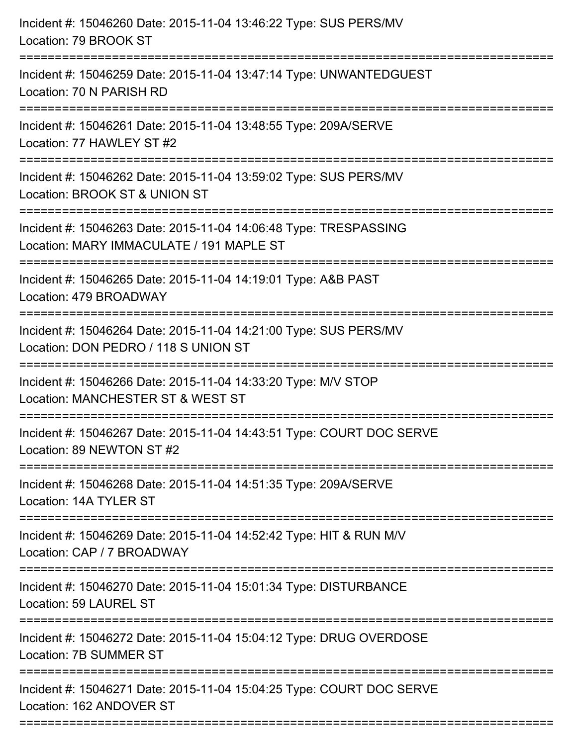Incident #: 15046260 Date: 2015-11-04 13:46:22 Type: SUS PERS/MV
Location: 79 BROOK ST

===========================================================================

Incident #: 15046259 Date: 2015-11-04 13:47:14 Type: UNWANTEDGUEST
Location: 70 N PARISH RD

===========================================================================

Incident #: 15046261 Date: 2015-11-04 13:48:55 Type: 209A/SERVE
Location: 77 HAWLEY ST #2

===========================================================================

Incident #: 15046262 Date: 2015-11-04 13:59:02 Type: SUS PERS/MV
Location: BROOK ST & UNION ST

===========================================================================

Incident #: 15046263 Date: 2015-11-04 14:06:48 Type: TRESPASSING
Location: MARY IMMACULATE / 191 MAPLE ST

===========================================================================

Incident #: 15046265 Date: 2015-11-04 14:19:01 Type: A&B PAST
Location: 479 BROADWAY

===========================================================================

Incident #: 15046264 Date: 2015-11-04 14:21:00 Type: SUS PERS/MV
Location: DON PEDRO / 118 S UNION ST

===========================================================================

Incident #: 15046266 Date: 2015-11-04 14:33:20 Type: M/V STOP
Location: MANCHESTER ST & WEST ST

===========================================================================

Incident #: 15046267 Date: 2015-11-04 14:43:51 Type: COURT DOC SERVE
Location: 89 NEWTON ST #2

===========================================================================

Incident #: 15046268 Date: 2015-11-04 14:51:35 Type: 209A/SERVE
Location: 14A TYLER ST

===========================================================================

Incident #: 15046269 Date: 2015-11-04 14:52:42 Type: HIT & RUN M/V
Location: CAP / 7 BROADWAY

===========================================================================

Incident #: 15046270 Date: 2015-11-04 15:01:34 Type: DISTURBANCE
Location: 59 LAUREL ST

===========================================================================

Incident #: 15046272 Date: 2015-11-04 15:04:12 Type: DRUG OVERDOSE
Location: 7B SUMMER ST

===========================================================================

Incident #: 15046271 Date: 2015-11-04 15:04:25 Type: COURT DOC SERVE
Location: 162 ANDOVER ST

===========================================================================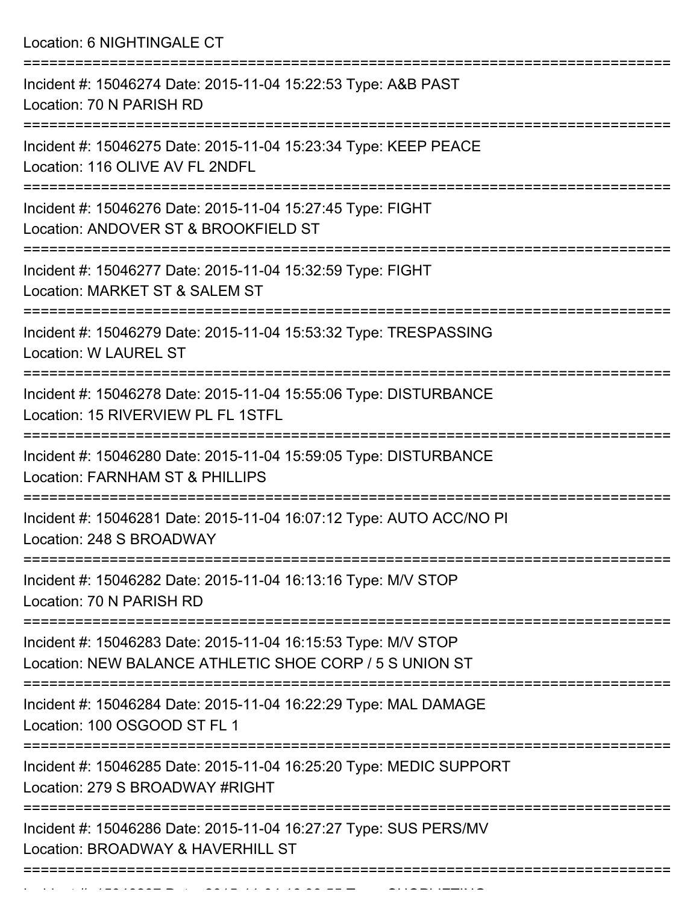Location: 6 NIGHTINGALE CT

===========================================================================

Incident #: 15046274 Date: 2015-11-04 15:22:53 Type: A&B PAST
Location: 70 N PARISH RD

===========================================================================

Incident #: 15046275 Date: 2015-11-04 15:23:34 Type: KEEP PEACE
Location: 116 OLIVE AV FL 2NDFL

===========================================================================

Incident #: 15046276 Date: 2015-11-04 15:27:45 Type: FIGHT
Location: ANDOVER ST & BROOKFIELD ST

===========================================================================

Incident #: 15046277 Date: 2015-11-04 15:32:59 Type: FIGHT
Location: MARKET ST & SALEM ST

===========================================================================

Incident #: 15046279 Date: 2015-11-04 15:53:32 Type: TRESPASSING
Location: W LAUREL ST

===========================================================================

Incident #: 15046278 Date: 2015-11-04 15:55:06 Type: DISTURBANCE
Location: 15 RIVERVIEW PL FL 1STFL

===========================================================================

Incident #: 15046280 Date: 2015-11-04 15:59:05 Type: DISTURBANCE
Location: FARNHAM ST & PHILLIPS

===========================================================================

Incident #: 15046281 Date: 2015-11-04 16:07:12 Type: AUTO ACC/NO PI
Location: 248 S BROADWAY

===========================================================================

Incident #: 15046282 Date: 2015-11-04 16:13:16 Type: M/V STOP
Location: 70 N PARISH RD

===========================================================================

Incident #: 15046283 Date: 2015-11-04 16:15:53 Type: M/V STOP
Location: NEW BALANCE ATHLETIC SHOE CORP / 5 S UNION ST

===========================================================================

Incident #: 15046284 Date: 2015-11-04 16:22:29 Type: MAL DAMAGE
Location: 100 OSGOOD ST FL 1

===========================================================================

Incident #: 15046285 Date: 2015-11-04 16:25:20 Type: MEDIC SUPPORT
Location: 279 S BROADWAY #RIGHT

===========================================================================

Incident #: 15046286 Date: 2015-11-04 16:27:27 Type: SUS PERS/MV
Location: BROADWAY & HAVERHILL ST

===========================================================================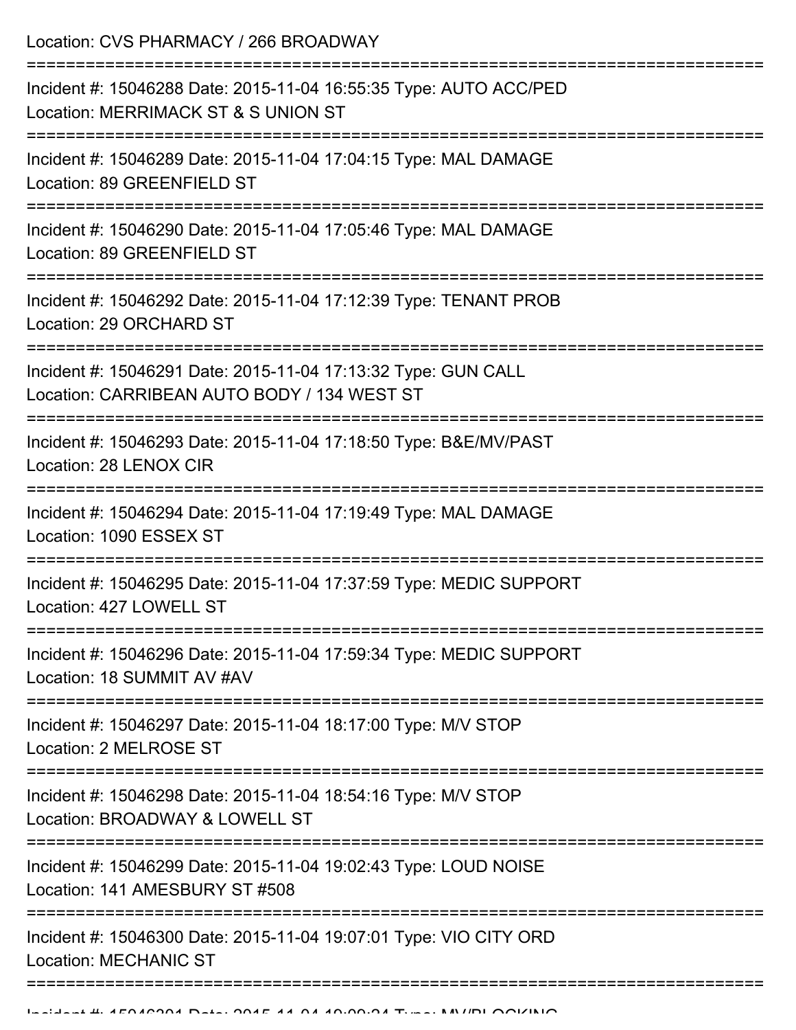Location: CVS PHARMACY / 266 BROADWAY

===========================================================================

Incident #: 15046288 Date: 2015-11-04 16:55:35 Type: AUTO ACC/PED
Location: MERRIMACK ST & S UNION ST

===========================================================================

Incident #: 15046289 Date: 2015-11-04 17:04:15 Type: MAL DAMAGE
Location: 89 GREENFIELD ST

===========================================================================

Incident #: 15046290 Date: 2015-11-04 17:05:46 Type: MAL DAMAGE
Location: 89 GREENFIELD ST

===========================================================================

Incident #: 15046292 Date: 2015-11-04 17:12:39 Type: TENANT PROB
Location: 29 ORCHARD ST

===========================================================================

Incident #: 15046291 Date: 2015-11-04 17:13:32 Type: GUN CALL
Location: CARRIBEAN AUTO BODY / 134 WEST ST

===========================================================================

Incident #: 15046293 Date: 2015-11-04 17:18:50 Type: B&E/MV/PAST
Location: 28 LENOX CIR

===========================================================================

Incident #: 15046294 Date: 2015-11-04 17:19:49 Type: MAL DAMAGE
Location: 1090 ESSEX ST

===========================================================================

Incident #: 15046295 Date: 2015-11-04 17:37:59 Type: MEDIC SUPPORT
Location: 427 LOWELL ST

===========================================================================

Incident #: 15046296 Date: 2015-11-04 17:59:34 Type: MEDIC SUPPORT
Location: 18 SUMMIT AV #AV

===========================================================================

Incident #: 15046297 Date: 2015-11-04 18:17:00 Type: M/V STOP
Location: 2 MELROSE ST

===========================================================================

Incident #: 15046298 Date: 2015-11-04 18:54:16 Type: M/V STOP
Location: BROADWAY & LOWELL ST

===========================================================================

Incident #: 15046299 Date: 2015-11-04 19:02:43 Type: LOUD NOISE
Location: 141 AMESBURY ST #508

===========================================================================

Incident #: 15046300 Date: 2015-11-04 19:07:01 Type: VIO CITY ORD
Location: MECHANIC ST

===========================================================================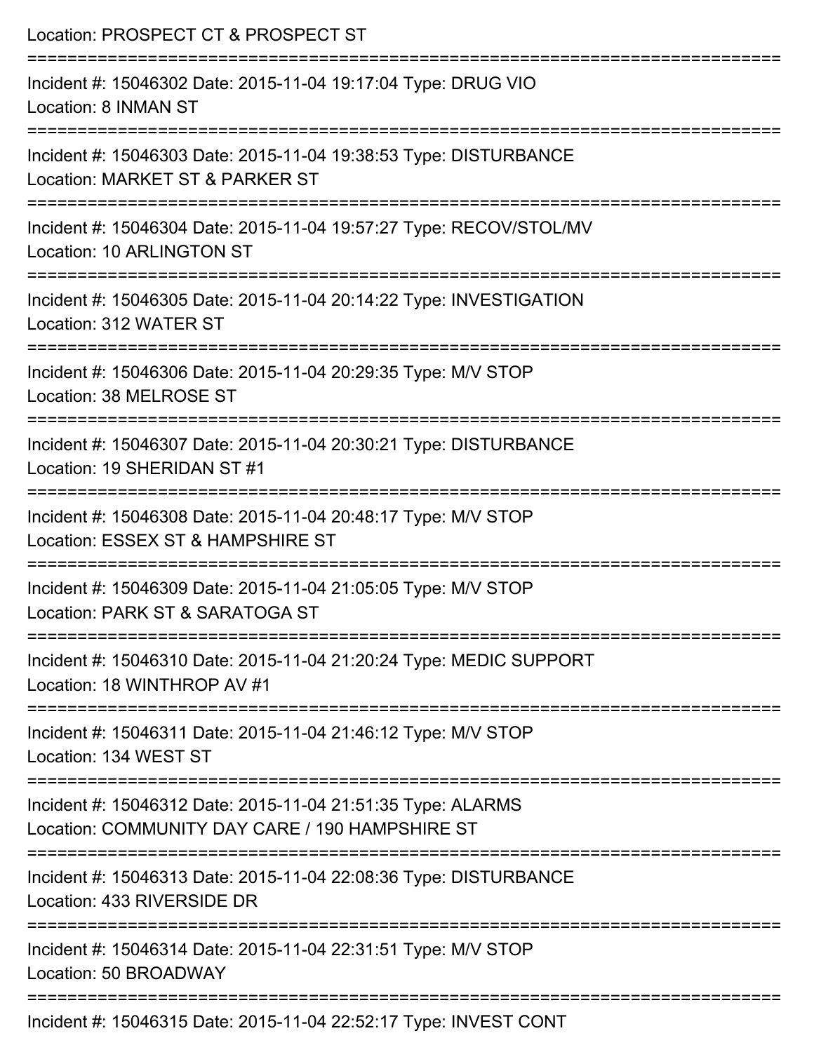Location: PROSPECT CT & PROSPECT ST

===========================================================================

Incident #: 15046302 Date: 2015-11-04 19:17:04 Type: DRUG VIO
Location: 8 INMAN ST

===========================================================================

Incident #: 15046303 Date: 2015-11-04 19:38:53 Type: DISTURBANCE
Location: MARKET ST & PARKER ST

===========================================================================

Incident #: 15046304 Date: 2015-11-04 19:57:27 Type: RECOV/STOL/MV
Location: 10 ARLINGTON ST

===========================================================================

Incident #: 15046305 Date: 2015-11-04 20:14:22 Type: INVESTIGATION
Location: 312 WATER ST

===========================================================================

Incident #: 15046306 Date: 2015-11-04 20:29:35 Type: M/V STOP
Location: 38 MELROSE ST

===========================================================================

Incident #: 15046307 Date: 2015-11-04 20:30:21 Type: DISTURBANCE
Location: 19 SHERIDAN ST #1

===========================================================================

Incident #: 15046308 Date: 2015-11-04 20:48:17 Type: M/V STOP
Location: ESSEX ST & HAMPSHIRE ST

===========================================================================

Incident #: 15046309 Date: 2015-11-04 21:05:05 Type: M/V STOP
Location: PARK ST & SARATOGA ST

===========================================================================

Incident #: 15046310 Date: 2015-11-04 21:20:24 Type: MEDIC SUPPORT
Location: 18 WINTHROP AV #1

===========================================================================

Incident #: 15046311 Date: 2015-11-04 21:46:12 Type: M/V STOP
Location: 134 WEST ST

===========================================================================

Incident #: 15046312 Date: 2015-11-04 21:51:35 Type: ALARMS
Location: COMMUNITY DAY CARE / 190 HAMPSHIRE ST

===========================================================================

Incident #: 15046313 Date: 2015-11-04 22:08:36 Type: DISTURBANCE
Location: 433 RIVERSIDE DR

===========================================================================

Incident #: 15046314 Date: 2015-11-04 22:31:51 Type: M/V STOP
Location: 50 BROADWAY

===========================================================================

Incident #: 15046315 Date: 2015-11-04 22:52:17 Type: INVEST CONT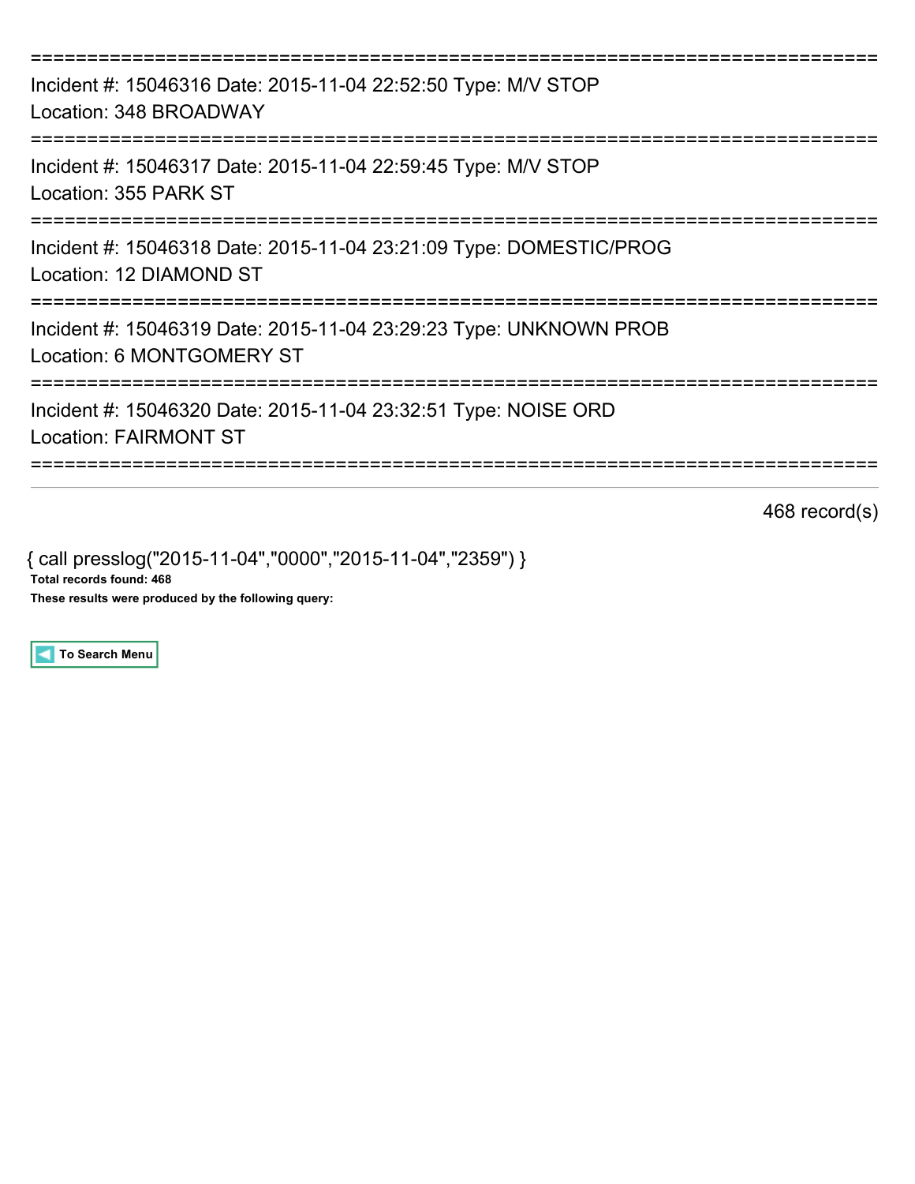===========================================================================

Incident #: 15046316 Date: 2015-11-04 22:52:50 Type: M/V STOP
Location: 348 BROADWAY

===========================================================================

Incident #: 15046317 Date: 2015-11-04 22:59:45 Type: M/V STOP
Location: 355 PARK ST

===========================================================================

Incident #: 15046318 Date: 2015-11-04 23:21:09 Type: DOMESTIC/PROG
Location: 12 DIAMOND ST

===========================================================================

Incident #: 15046319 Date: 2015-11-04 23:29:23 Type: UNKNOWN PROB
Location: 6 MONTGOMERY ST

===========================================================================

Incident #: 15046320 Date: 2015-11-04 23:32:51 Type: NOISE ORD
Location: FAIRMONT ST

===========================================================================

468 record(s)

{ call presslog("2015-11-04","0000","2015-11-04","2359") }

**Total records found: 468**

**These results were produced by the following query:**

To Search Menu